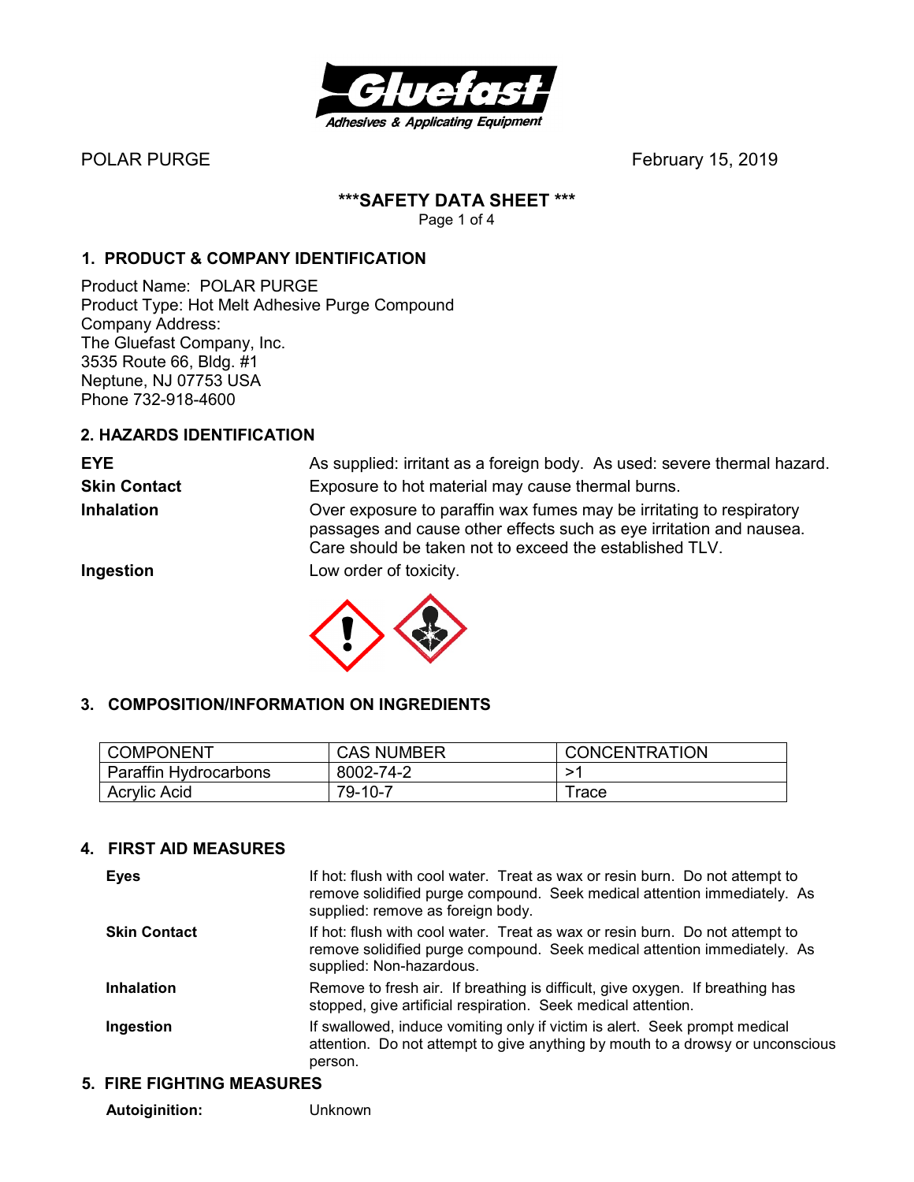POLAR PURGE February 15, 2019

## ***SAFETY DATA SHEET ***

## 1. PRODUCT & COMPANY IDENTIFICATION

Product Name: POLAR PURGE
Product Type: Hot Melt Adhesive Purge Compound
Company Address:
The Gluefast Company, Inc.
3535 Route 66, Bldg. #1
Neptune, NJ 07753 USA
Phone 732-918-4600

## 2. HAZARDS IDENTIFICATION

**EYE** As supplied: irritant as a foreign body. As used: severe thermal hazard.

**Skin Contact** Exposure to hot material may cause thermal burns.

**Inhalation** Over exposure to paraffin wax fumes may be irritating to respiratory passages and cause other effects such as eye irritation and nausea. Care should be taken not to exceed the established TLV.

**Ingestion** Low order of toxicity.

## 3. COMPOSITION/INFORMATION ON INGREDIENTS

| COMPONENT | CAS NUMBER | CONCENTRATION |
|---|---|---|
| Paraffin Hydrocarbons | 8002-74-2 | >1 |
| Acrylic Acid | 79-10-7 | Trace |

## 4. FIRST AID MEASURES

**Eyes** If hot: flush with cool water. Treat as wax or resin burn. Do not attempt to remove solidified purge compound. Seek medical attention immediately. As supplied: remove as foreign body.

**Skin Contact** If hot: flush with cool water. Treat as wax or resin burn. Do not attempt to remove solidified purge compound. Seek medical attention immediately. As supplied: Non-hazardous.

**Inhalation** Remove to fresh air. If breathing is difficult, give oxygen. If breathing has stopped, give artificial respiration. Seek medical attention.

**Ingestion** If swallowed, induce vomiting only if victim is alert. Seek prompt medical attention. Do not attempt to give anything by mouth to a drowsy or unconscious person.

## 5. FIRE FIGHTING MEASURES

**Autoiginition:** Unknown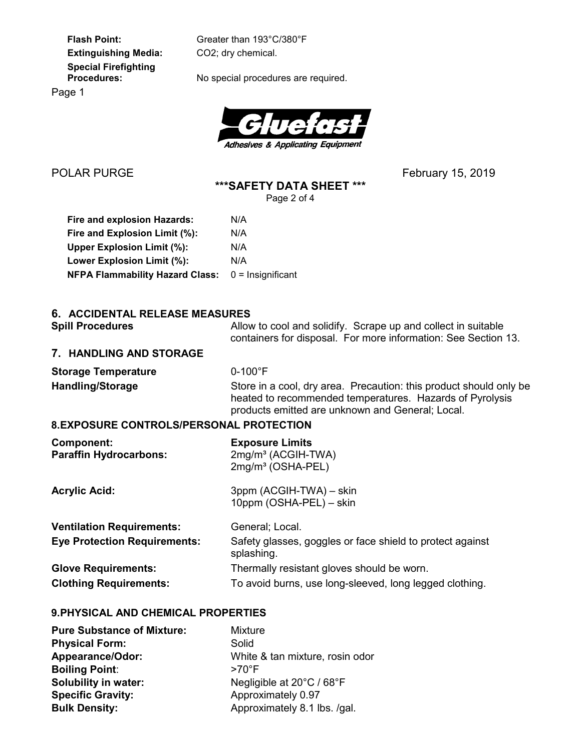**Flash Point:** Greater than 193°C/380°F
**Extinguishing Media:** $CO_2$; dry chemical.
**Special Firefighting Procedures:** No special procedures are required.

POLAR PURGE February 15, 2019

**\*\*\*SAFETY DATA SHEET \*\*\***

**Fire and explosion Hazards:** N/A
**Fire and Explosion Limit (%):** N/A
**Upper Explosion Limit (%):** N/A
**Lower Explosion Limit (%):** N/A
**NFPA Flammability Hazard Class:** 0 = Insignificant

## 6. ACCIDENTAL RELEASE MEASURES

**Spill Procedures** Allow to cool and solidify. Scrape up and collect in suitable containers for disposal. For more information: See Section 13.

## 7. HANDLING AND STORAGE

**Storage Temperature** 0-100°F

**Handling/Storage** Store in a cool, dry area. Precaution: this product should only be heated to recommended temperatures. Hazards of Pyrolysis products emitted are unknown and General; Local.

## 8.EXPOSURE CONTROLS/PERSONAL PROTECTION

| Component: | Exposure Limits |
|---|---|
| Paraffin Hydrocarbons: | 2mg/m³ (ACGIH-TWA)<br>2mg/m³ (OSHA-PEL) |
| Acrylic Acid: | 3ppm (ACGIH-TWA) – skin<br>10ppm (OSHA-PEL) – skin |

**Ventilation Requirements:** General; Local.
**Eye Protection Requirements:** Safety glasses, goggles or face shield to protect against splashing.
**Glove Requirements:** Thermally resistant gloves should be worn.
**Clothing Requirements:** To avoid burns, use long-sleeved, long legged clothing.

## 9.PHYSICAL AND CHEMICAL PROPERTIES

**Pure Substance of Mixture:** Mixture
**Physical Form:** Solid
**Appearance/Odor:** White & tan mixture, rosin odor
**Boiling Point**: >70°F
**Solubility in water:** Negligible at 20°C / 68°F
**Specific Gravity:** Approximately 0.97
**Bulk Density:** Approximately 8.1 lbs. /gal.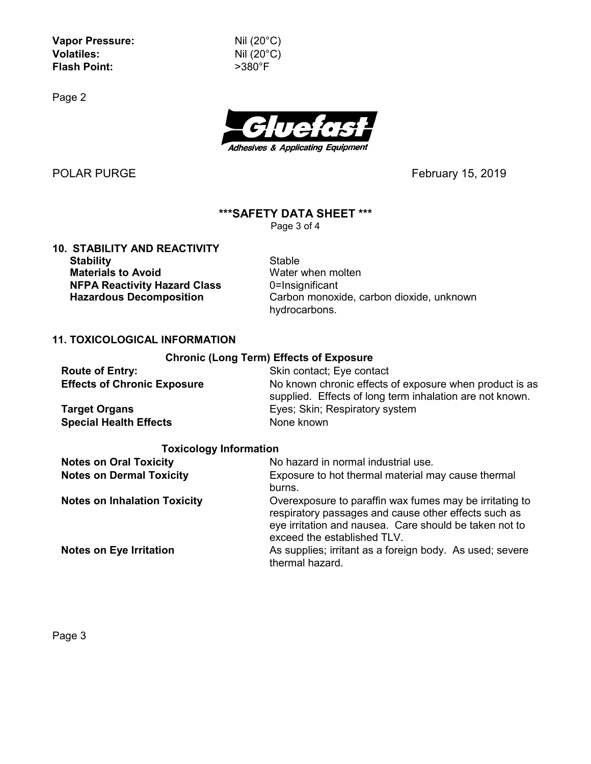| | |
|---|---|
| **Vapor Pressure:** | Nil (20°C) |
| **Volatiles:** | Nil (20°C) |
| **Flash Point:** | >380°F |

## 10. STABILITY AND REACTIVITY

| | |
|---|---|
| **Stability** | Stable |
| **Materials to Avoid** | Water when molten |
| **NFPA Reactivity Hazard Class** | 0=Insignificant |
| **Hazardous Decomposition** | Carbon monoxide, carbon dioxide, unknown hydrocarbons. |

## 11. TOXICOLOGICAL INFORMATION

### Chronic (Long Term) Effects of Exposure

| | |
|---|---|
| **Route of Entry:** | Skin contact; Eye contact |
| **Effects of Chronic Exposure** | No known chronic effects of exposure when product is as supplied. Effects of long term inhalation are not known. |
| **Target Organs** | Eyes; Skin; Respiratory system |
| **Special Health Effects** | None known |

### Toxicology Information

| | |
|---|---|
| **Notes on Oral Toxicity** | No hazard in normal industrial use. |
| **Notes on Dermal Toxicity** | Exposure to hot thermal material may cause thermal burns. |
| **Notes on Inhalation Toxicity** | Overexposure to paraffin wax fumes may be irritating to respiratory passages and cause other effects such as eye irritation and nausea. Care should be taken not to exceed the established TLV. |
| **Notes on Eye Irritation** | As supplies; irritant as a foreign body. As used; severe thermal hazard. |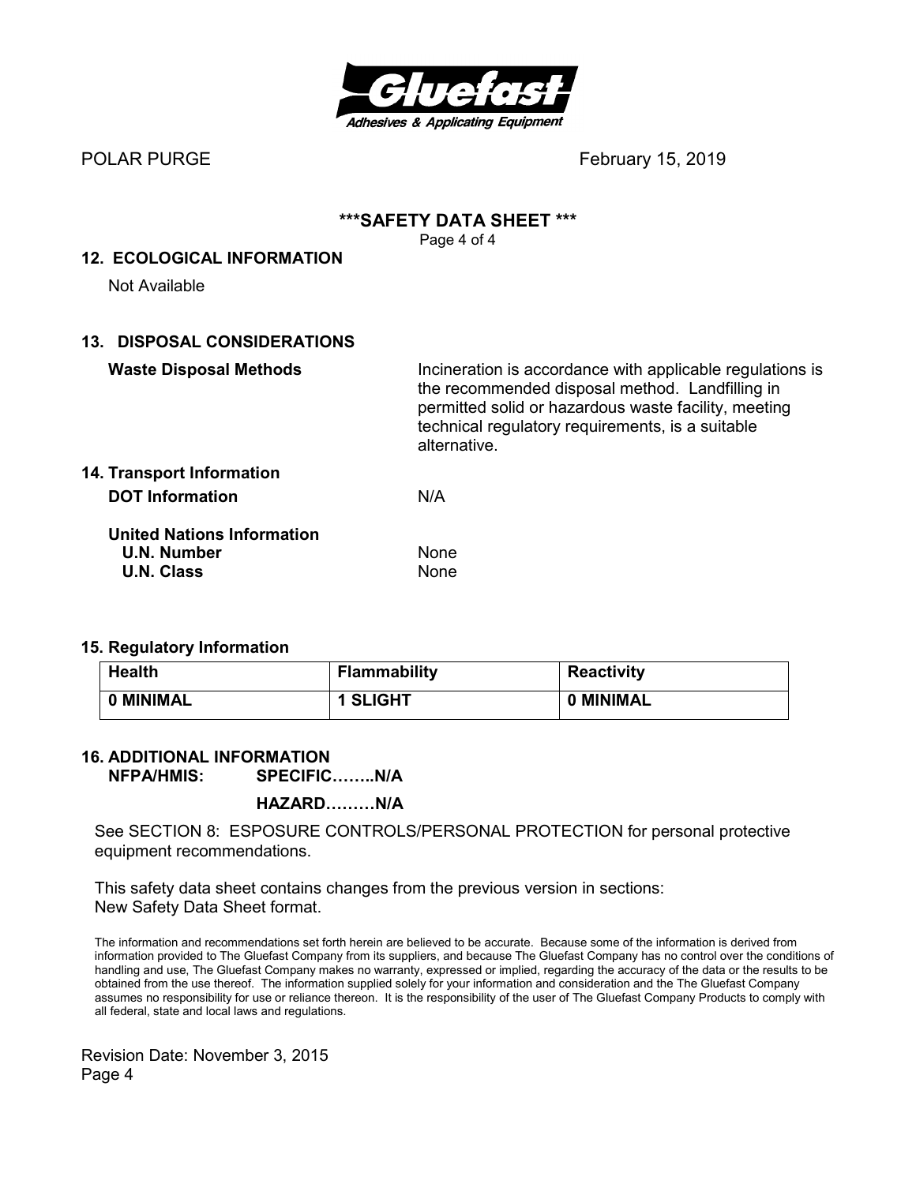## 12. ECOLOGICAL INFORMATION

Not Available

## 13. DISPOSAL CONSIDERATIONS

**Waste Disposal Methods** — Incineration is accordance with applicable regulations is the recommended disposal method. Landfilling in permitted solid or hazardous waste facility, meeting technical regulatory requirements, is a suitable alternative.

## 14. Transport Information

**DOT Information** — N/A

**United Nations Information**
**U.N. Number** — None
**U.N. Class** — None

## 15. Regulatory Information

| Health | Flammability | Reactivity |
|---|---|---|
| 0 MINIMAL | 1 SLIGHT | 0 MINIMAL |

## 16. ADDITIONAL INFORMATION

**NFPA/HMIS: SPECIFIC……..N/A**

**HAZARD………N/A**

See SECTION 8: ESPOSURE CONTROLS/PERSONAL PROTECTION for personal protective equipment recommendations.

This safety data sheet contains changes from the previous version in sections:
New Safety Data Sheet format.

The information and recommendations set forth herein are believed to be accurate. Because some of the information is derived from information provided to The Gluefast Company from its suppliers, and because The Gluefast Company has no control over the conditions of handling and use, The Gluefast Company makes no warranty, expressed or implied, regarding the accuracy of the data or the results to be obtained from the use thereof. The information supplied solely for your information and consideration and the The Gluefast Company assumes no responsibility for use or reliance thereon. It is the responsibility of the user of The Gluefast Company Products to comply with all federal, state and local laws and regulations.

Revision Date: November 3, 2015